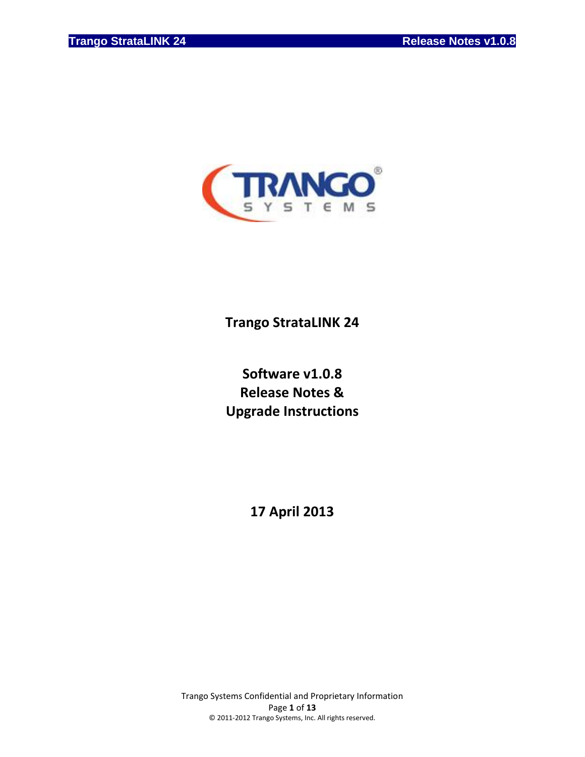# Trango StrataLINK 24

## Software v1.0.8
## Release Notes &
## Upgrade Instructions

**17 April 2013**

Trango Systems Confidential and Proprietary Information

© 2011-2012 Trango Systems, Inc. All rights reserved.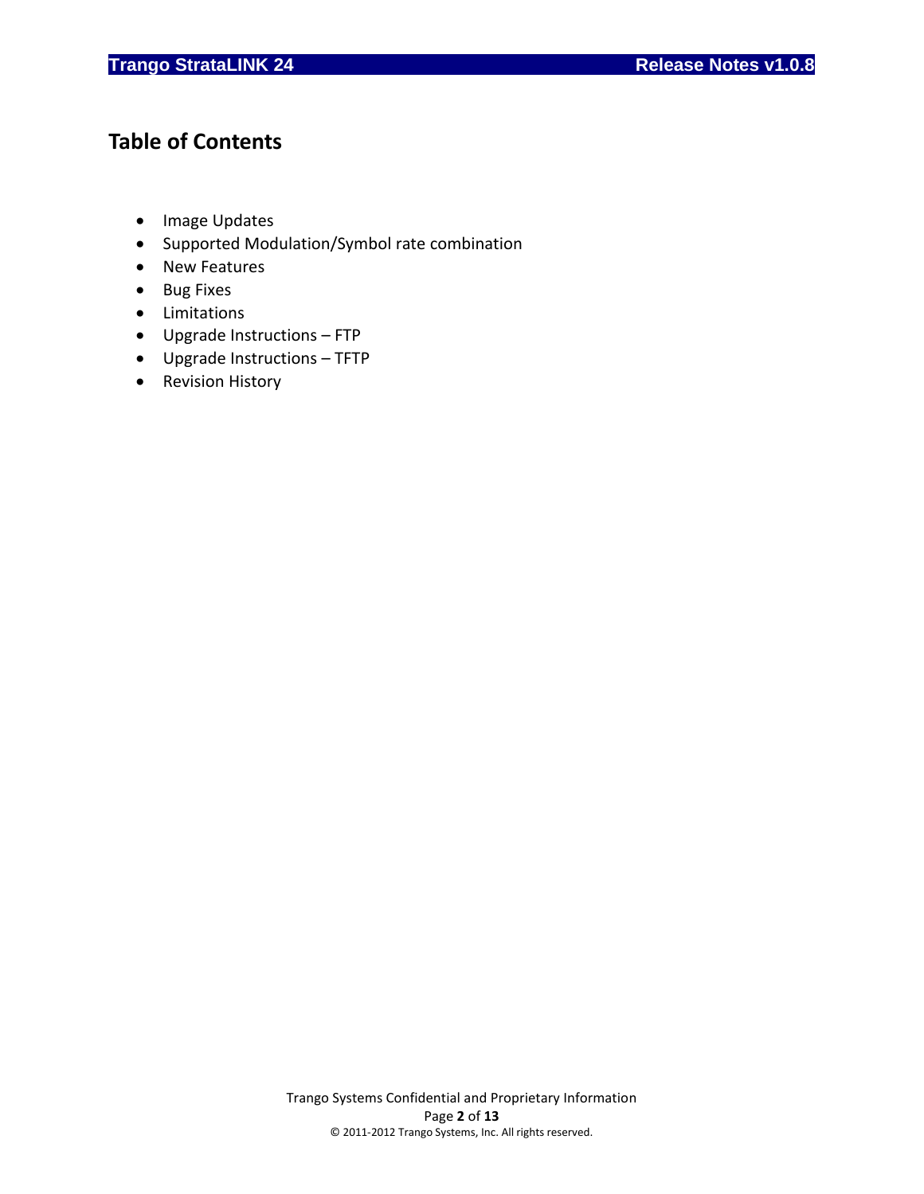## Table of Contents

- Image Updates
- Supported Modulation/Symbol rate combination
- New Features
- Bug Fixes
- Limitations
- Upgrade Instructions – FTP
- Upgrade Instructions – TFTP
- Revision History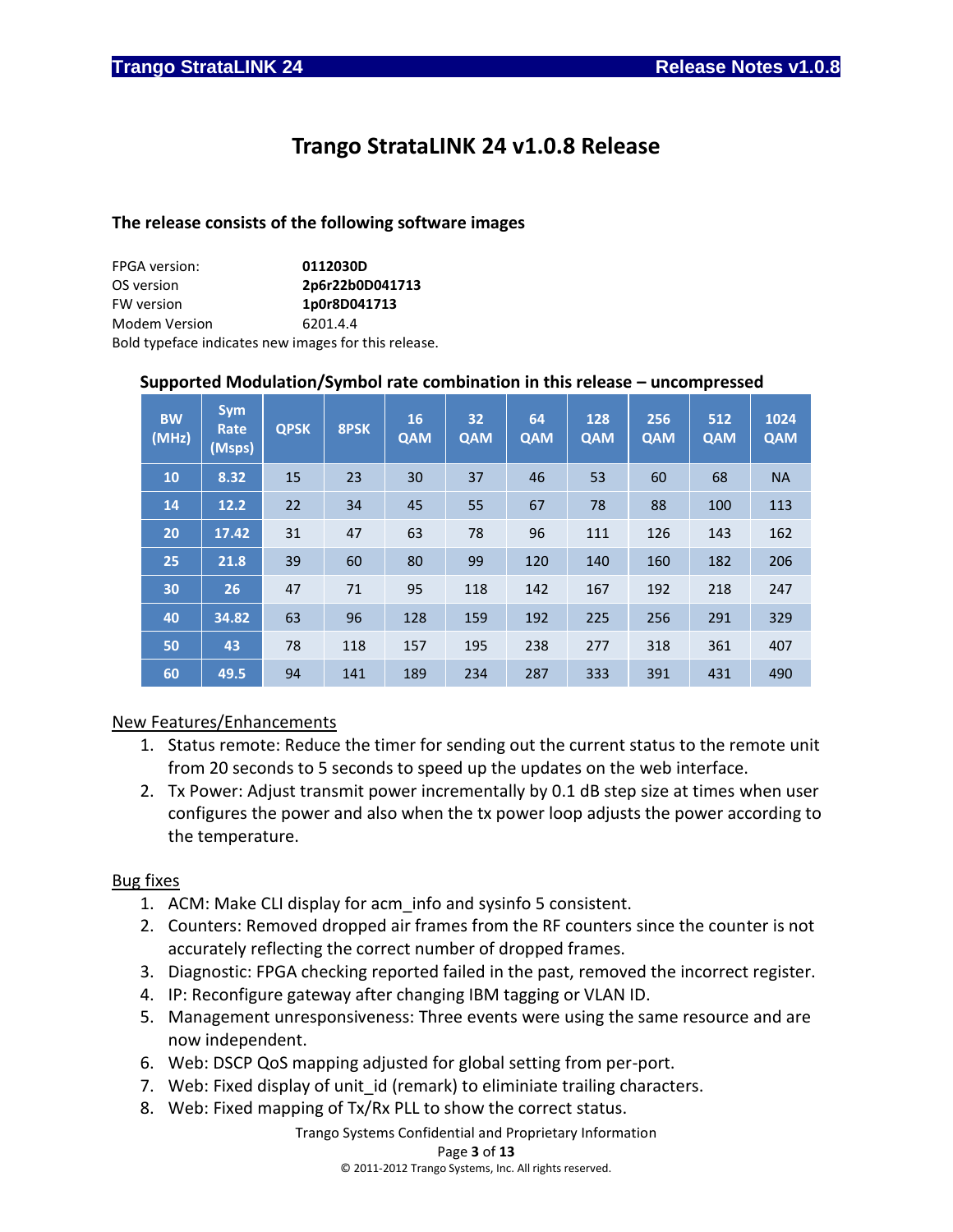# Trango StrataLINK 24 v1.0.8 Release

### The release consists of the following software images

FPGA version: **0112030D**
OS version **2p6r22b0D041713**
FW version **1p0r8D041713**
Modem Version 6201.4.4
Bold typeface indicates new images for this release.

### Supported Modulation/Symbol rate combination in this release – uncompressed

| BW (MHz) | Sym Rate (Msps) | QPSK | 8PSK | 16 QAM | 32 QAM | 64 QAM | 128 QAM | 256 QAM | 512 QAM | 1024 QAM |
|---|---|---|---|---|---|---|---|---|---|---|
| 10 | 8.32 | 15 | 23 | 30 | 37 | 46 | 53 | 60 | 68 | NA |
| 14 | 12.2 | 22 | 34 | 45 | 55 | 67 | 78 | 88 | 100 | 113 |
| 20 | 17.42 | 31 | 47 | 63 | 78 | 96 | 111 | 126 | 143 | 162 |
| 25 | 21.8 | 39 | 60 | 80 | 99 | 120 | 140 | 160 | 182 | 206 |
| 30 | 26 | 47 | 71 | 95 | 118 | 142 | 167 | 192 | 218 | 247 |
| 40 | 34.82 | 63 | 96 | 128 | 159 | 192 | 225 | 256 | 291 | 329 |
| 50 | 43 | 78 | 118 | 157 | 195 | 238 | 277 | 318 | 361 | 407 |
| 60 | 49.5 | 94 | 141 | 189 | 234 | 287 | 333 | 391 | 431 | 490 |

New Features/Enhancements

1. Status remote: Reduce the timer for sending out the current status to the remote unit from 20 seconds to 5 seconds to speed up the updates on the web interface.
2. Tx Power: Adjust transmit power incrementally by 0.1 dB step size at times when user configures the power and also when the tx power loop adjusts the power according to the temperature.

Bug fixes

1. ACM: Make CLI display for acm_info and sysinfo 5 consistent.
2. Counters: Removed dropped air frames from the RF counters since the counter is not accurately reflecting the correct number of dropped frames.
3. Diagnostic: FPGA checking reported failed in the past, removed the incorrect register.
4. IP: Reconfigure gateway after changing IBM tagging or VLAN ID.
5. Management unresponsiveness: Three events were using the same resource and are now independent.
6. Web: DSCP QoS mapping adjusted for global setting from per-port.
7. Web: Fixed display of unit_id (remark) to eliminiate trailing characters.
8. Web: Fixed mapping of Tx/Rx PLL to show the correct status.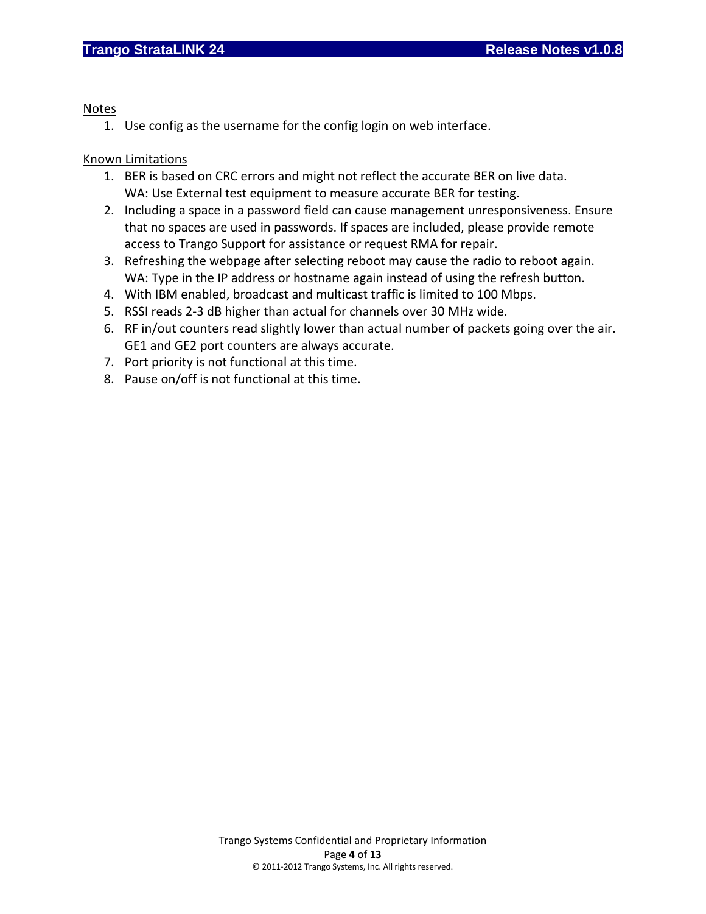Notes

1. Use config as the username for the config login on web interface.

Known Limitations

1. BER is based on CRC errors and might not reflect the accurate BER on live data.
   WA: Use External test equipment to measure accurate BER for testing.
2. Including a space in a password field can cause management unresponsiveness. Ensure that no spaces are used in passwords. If spaces are included, please provide remote access to Trango Support for assistance or request RMA for repair.
3. Refreshing the webpage after selecting reboot may cause the radio to reboot again.
   WA: Type in the IP address or hostname again instead of using the refresh button.
4. With IBM enabled, broadcast and multicast traffic is limited to 100 Mbps.
5. RSSI reads 2-3 dB higher than actual for channels over 30 MHz wide.
6. RF in/out counters read slightly lower than actual number of packets going over the air. GE1 and GE2 port counters are always accurate.
7. Port priority is not functional at this time.
8. Pause on/off is not functional at this time.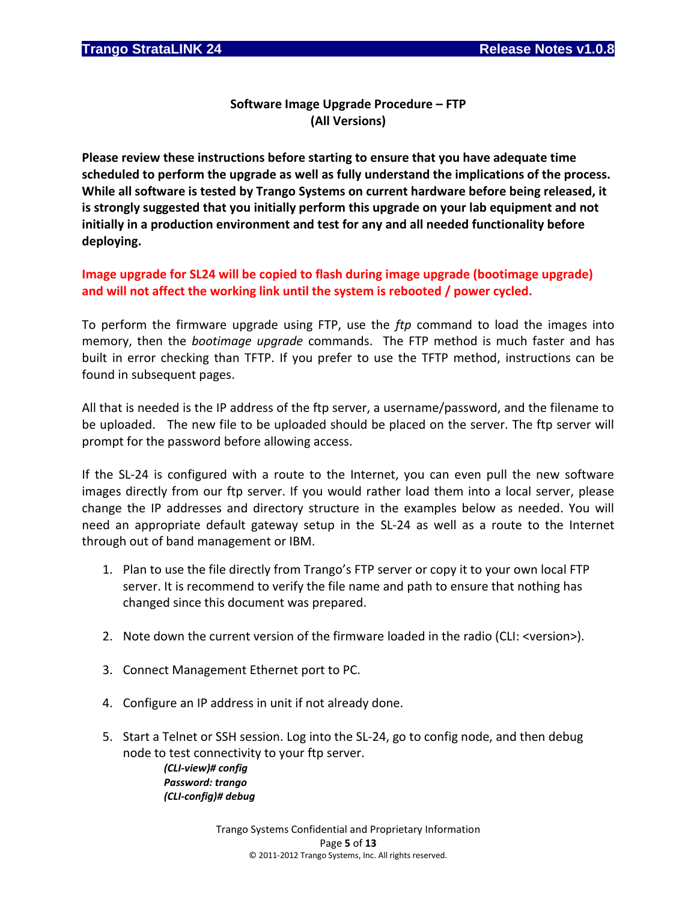**Software Image Upgrade Procedure – FTP**
**(All Versions)**

**Please review these instructions before starting to ensure that you have adequate time scheduled to perform the upgrade as well as fully understand the implications of the process. While all software is tested by Trango Systems on current hardware before being released, it is strongly suggested that you initially perform this upgrade on your lab equipment and not initially in a production environment and test for any and all needed functionality before deploying.**

**Image upgrade for SL24 will be copied to flash during image upgrade (bootimage upgrade) and will not affect the working link until the system is rebooted / power cycled.**

To perform the firmware upgrade using FTP, use the *ftp* command to load the images into memory, then the *bootimage upgrade* commands. The FTP method is much faster and has built in error checking than TFTP. If you prefer to use the TFTP method, instructions can be found in subsequent pages.

All that is needed is the IP address of the ftp server, a username/password, and the filename to be uploaded. The new file to be uploaded should be placed on the server. The ftp server will prompt for the password before allowing access.

If the SL-24 is configured with a route to the Internet, you can even pull the new software images directly from our ftp server. If you would rather load them into a local server, please change the IP addresses and directory structure in the examples below as needed. You will need an appropriate default gateway setup in the SL-24 as well as a route to the Internet through out of band management or IBM.

1. Plan to use the file directly from Trango's FTP server or copy it to your own local FTP server. It is recommend to verify the file name and path to ensure that nothing has changed since this document was prepared.

2. Note down the current version of the firmware loaded in the radio (CLI: <version>).

3. Connect Management Ethernet port to PC.

4. Configure an IP address in unit if not already done.

5. Start a Telnet or SSH session. Log into the SL-24, go to config node, and then debug node to test connectivity to your ftp server.

   ***(CLI-view)# config***
   ***Password: trango***
   ***(CLI-config)# debug***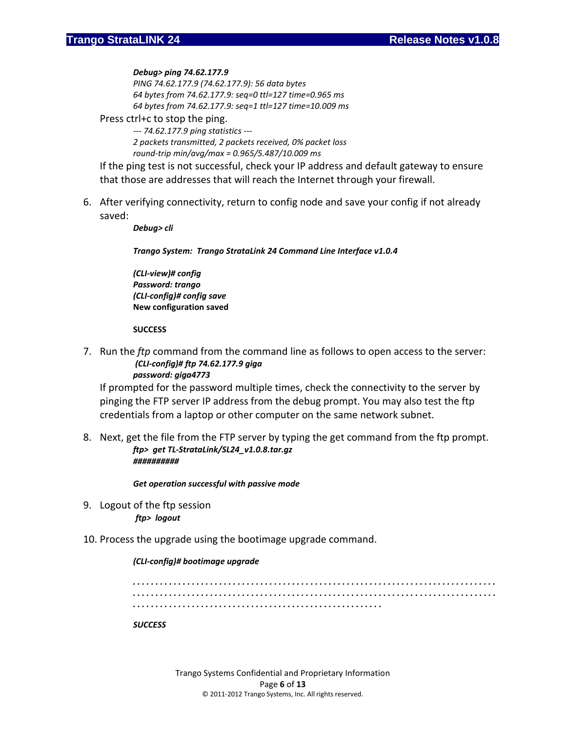*Debug> ping 74.62.177.9*
*PING 74.62.177.9 (74.62.177.9): 56 data bytes*
*64 bytes from 74.62.177.9: seq=0 ttl=127 time=0.965 ms*
*64 bytes from 74.62.177.9: seq=1 ttl=127 time=10.009 ms*

Press ctrl+c to stop the ping.

*--- 74.62.177.9 ping statistics ---*
*2 packets transmitted, 2 packets received, 0% packet loss*
*round-trip min/avg/max = 0.965/5.487/10.009 ms*

If the ping test is not successful, check your IP address and default gateway to ensure that those are addresses that will reach the Internet through your firewall.

6. After verifying connectivity, return to config node and save your config if not already saved:

   ***Debug> cli***

   ***Trango System: Trango StrataLink 24 Command Line Interface v1.0.4***

   ***(CLI-view)# config***
   ***Password: trango***
   ***(CLI-config)# config save***
   **New configuration saved**

   **SUCCESS**

7. Run the *ftp* command from the command line as follows to open access to the server:

   ***(CLI-config)# ftp 74.62.177.9 giga***
   ***password: giga4773***

   If prompted for the password multiple times, check the connectivity to the server by pinging the FTP server IP address from the debug prompt. You may also test the ftp credentials from a laptop or other computer on the same network subnet.

8. Next, get the file from the FTP server by typing the get command from the ftp prompt.

   ***ftp> get TL-StrataLink/SL24_v1.0.8.tar.gz***
   ***##########***

   ***Get operation successful with passive mode***

9. Logout of the ftp session

   ***ftp> logout***

10. Process the upgrade using the bootimage upgrade command.

    ***(CLI-config)# bootimage upgrade***

    *...........................................................................*
    *...........................................................................*
    *...................................................*

    ***SUCCESS***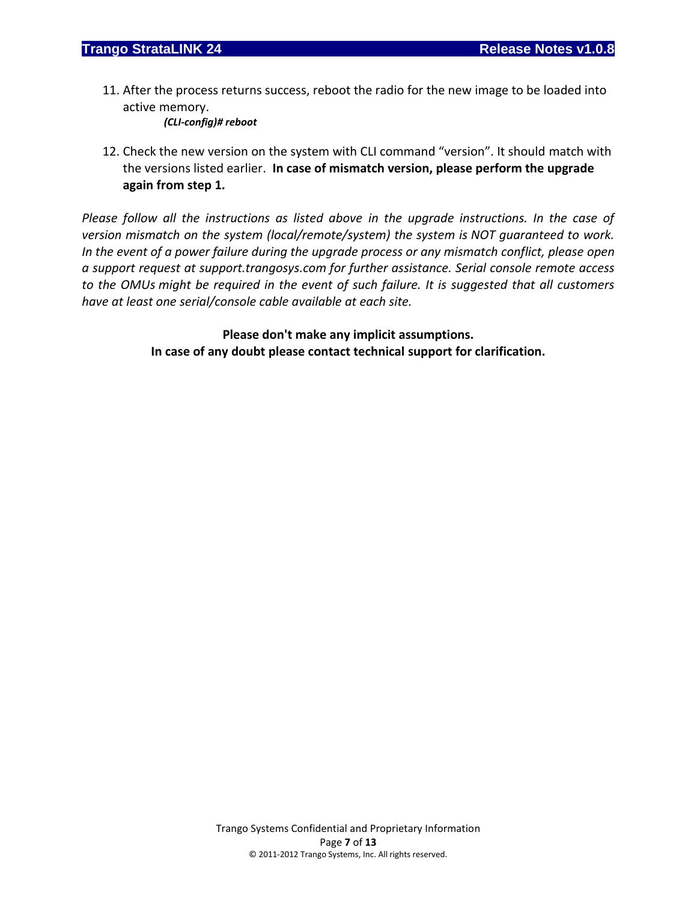11. After the process returns success, reboot the radio for the new image to be loaded into active memory.

    ***(CLI-config)# reboot***

12. Check the new version on the system with CLI command "version". It should match with the versions listed earlier. **In case of mismatch version, please perform the upgrade again from step 1.**

*Please follow all the instructions as listed above in the upgrade instructions. In the case of version mismatch on the system (local/remote/system) the system is NOT guaranteed to work. In the event of a power failure during the upgrade process or any mismatch conflict, please open a support request at support.trangosys.com for further assistance. Serial console remote access to the OMUs might be required in the event of such failure. It is suggested that all customers have at least one serial/console cable available at each site.*

**Please don't make any implicit assumptions.**
**In case of any doubt please contact technical support for clarification.**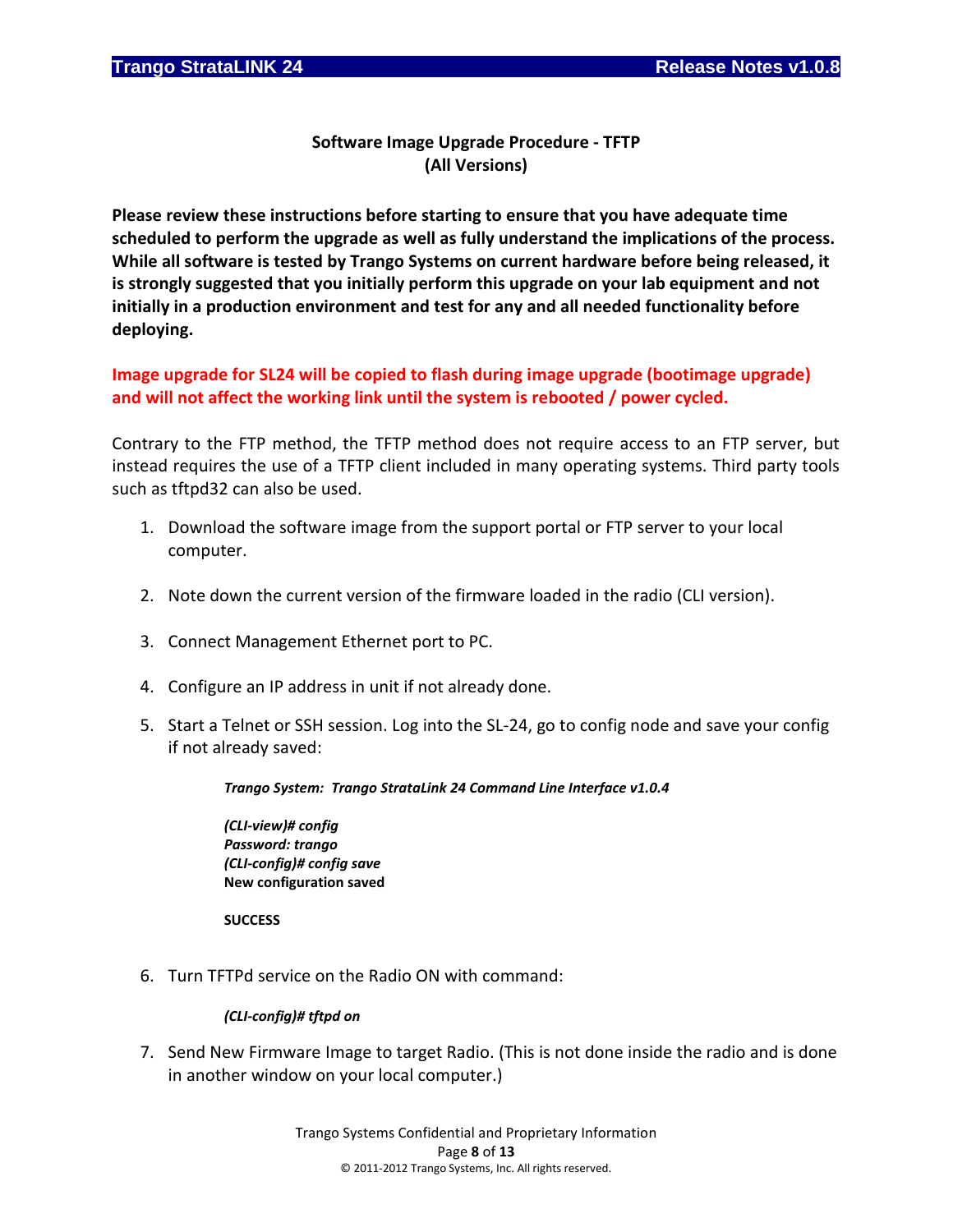## Software Image Upgrade Procedure - TFTP
## (All Versions)

**Please review these instructions before starting to ensure that you have adequate time scheduled to perform the upgrade as well as fully understand the implications of the process. While all software is tested by Trango Systems on current hardware before being released, it is strongly suggested that you initially perform this upgrade on your lab equipment and not initially in a production environment and test for any and all needed functionality before deploying.**

**Image upgrade for SL24 will be copied to flash during image upgrade (bootimage upgrade) and will not affect the working link until the system is rebooted / power cycled.**

Contrary to the FTP method, the TFTP method does not require access to an FTP server, but instead requires the use of a TFTP client included in many operating systems. Third party tools such as tftpd32 can also be used.

1. Download the software image from the support portal or FTP server to your local computer.

2. Note down the current version of the firmware loaded in the radio (CLI version).

3. Connect Management Ethernet port to PC.

4. Configure an IP address in unit if not already done.

5. Start a Telnet or SSH session. Log into the SL-24, go to config node and save your config if not already saved:

   ***Trango System: Trango StrataLink 24 Command Line Interface v1.0.4***

   ***(CLI-view)# config***
   ***Password: trango***
   ***(CLI-config)# config save***
   **New configuration saved**

   **SUCCESS**

6. Turn TFTPd service on the Radio ON with command:

   ***(CLI-config)# tftpd on***

7. Send New Firmware Image to target Radio. (This is not done inside the radio and is done in another window on your local computer.)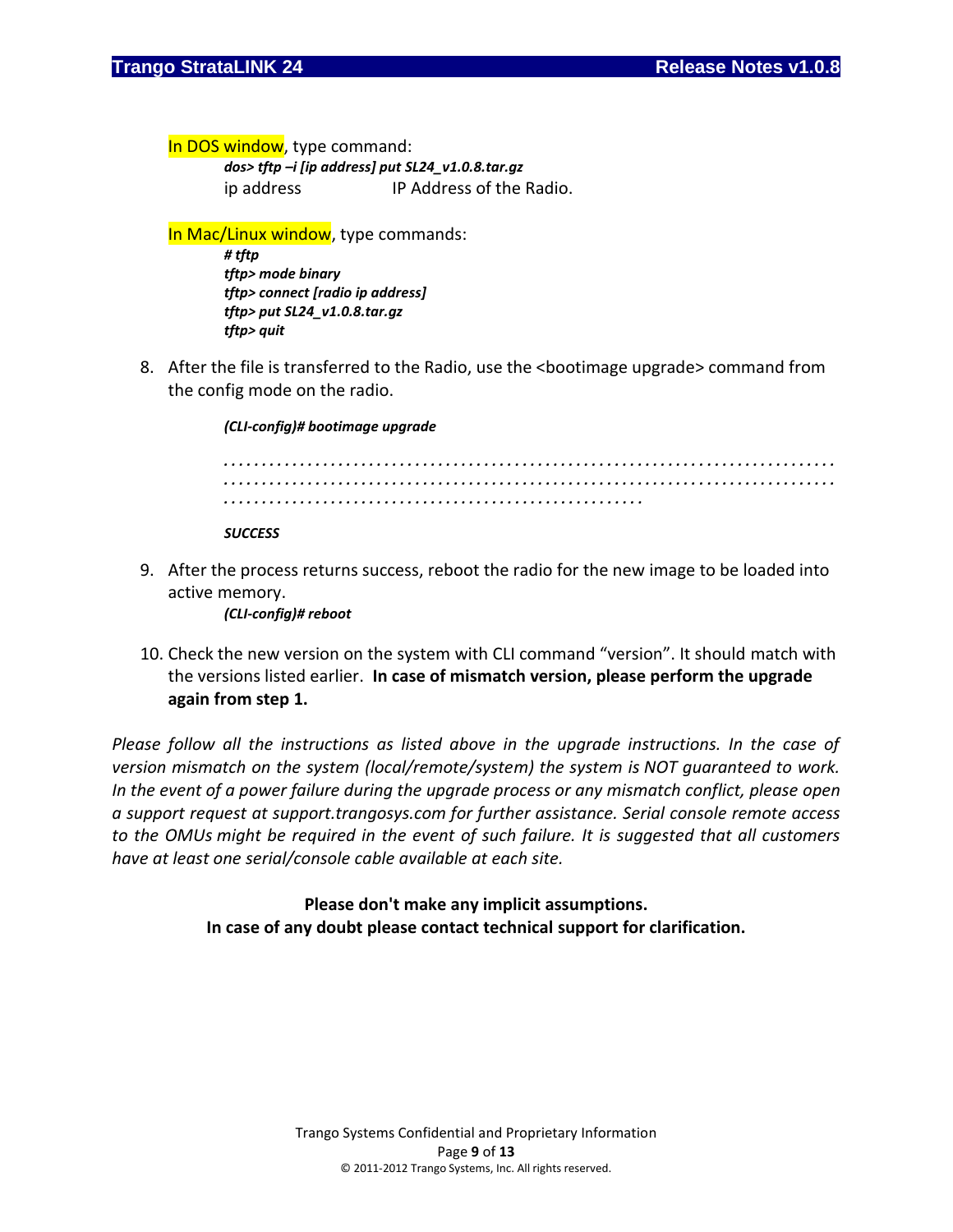In DOS window, type command:

*dos> tftp –i [ip address] put SL24_v1.0.8.tar.gz*

ip address IP Address of the Radio.

In Mac/Linux window, type commands:

```
# tftp
tftp> mode binary
tftp> connect [radio ip address]
tftp> put SL24_v1.0.8.tar.gz
tftp> quit
```

8. After the file is transferred to the Radio, use the <bootimage upgrade> command from the config mode on the radio.

   ```
   (CLI-config)# bootimage upgrade

   ............................................................................
   ............................................................................
   .....................................................

   SUCCESS
   ```

9. After the process returns success, reboot the radio for the new image to be loaded into active memory.

   ```
   (CLI-config)# reboot
   ```

10. Check the new version on the system with CLI command "version". It should match with the versions listed earlier. **In case of mismatch version, please perform the upgrade again from step 1.**

*Please follow all the instructions as listed above in the upgrade instructions. In the case of version mismatch on the system (local/remote/system) the system is NOT guaranteed to work. In the event of a power failure during the upgrade process or any mismatch conflict, please open a support request at support.trangosys.com for further assistance. Serial console remote access to the OMUs might be required in the event of such failure. It is suggested that all customers have at least one serial/console cable available at each site.*

**Please don't make any implicit assumptions.**
**In case of any doubt please contact technical support for clarification.**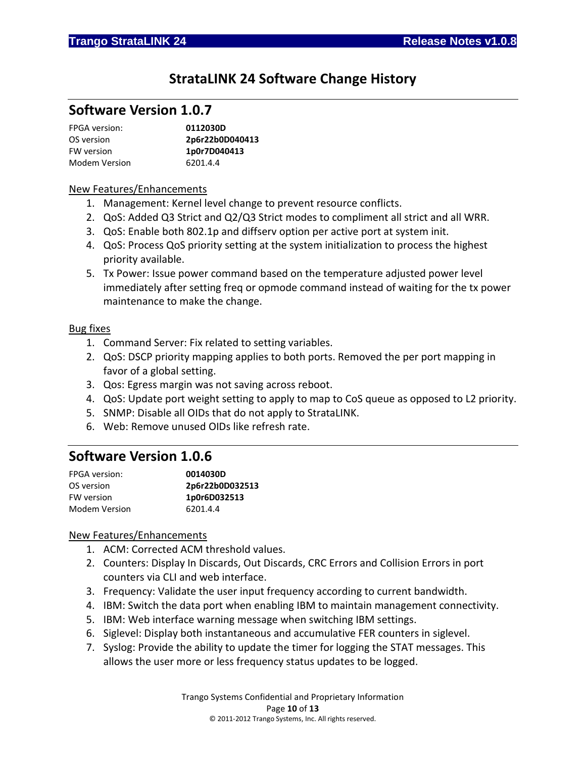# StrataLINK 24 Software Change History

## Software Version 1.0.7

| | |
|---|---|
| FPGA version: | **0112030D** |
| OS version | **2p6r22b0D040413** |
| FW version | **1p0r7D040413** |
| Modem Version | 6201.4.4 |

New Features/Enhancements

1. Management: Kernel level change to prevent resource conflicts.
2. QoS: Added Q3 Strict and Q2/Q3 Strict modes to compliment all strict and all WRR.
3. QoS: Enable both 802.1p and diffserv option per active port at system init.
4. QoS: Process QoS priority setting at the system initialization to process the highest priority available.
5. Tx Power: Issue power command based on the temperature adjusted power level immediately after setting freq or opmode command instead of waiting for the tx power maintenance to make the change.

Bug fixes

1. Command Server: Fix related to setting variables.
2. QoS: DSCP priority mapping applies to both ports. Removed the per port mapping in favor of a global setting.
3. Qos: Egress margin was not saving across reboot.
4. QoS: Update port weight setting to apply to map to CoS queue as opposed to L2 priority.
5. SNMP: Disable all OIDs that do not apply to StrataLINK.
6. Web: Remove unused OIDs like refresh rate.

## Software Version 1.0.6

| | |
|---|---|
| FPGA version: | **0014030D** |
| OS version | **2p6r22b0D032513** |
| FW version | **1p0r6D032513** |
| Modem Version | 6201.4.4 |

New Features/Enhancements

1. ACM: Corrected ACM threshold values.
2. Counters: Display In Discards, Out Discards, CRC Errors and Collision Errors in port counters via CLI and web interface.
3. Frequency: Validate the user input frequency according to current bandwidth.
4. IBM: Switch the data port when enabling IBM to maintain management connectivity.
5. IBM: Web interface warning message when switching IBM settings.
6. Siglevel: Display both instantaneous and accumulative FER counters in siglevel.
7. Syslog: Provide the ability to update the timer for logging the STAT messages. This allows the user more or less frequency status updates to be logged.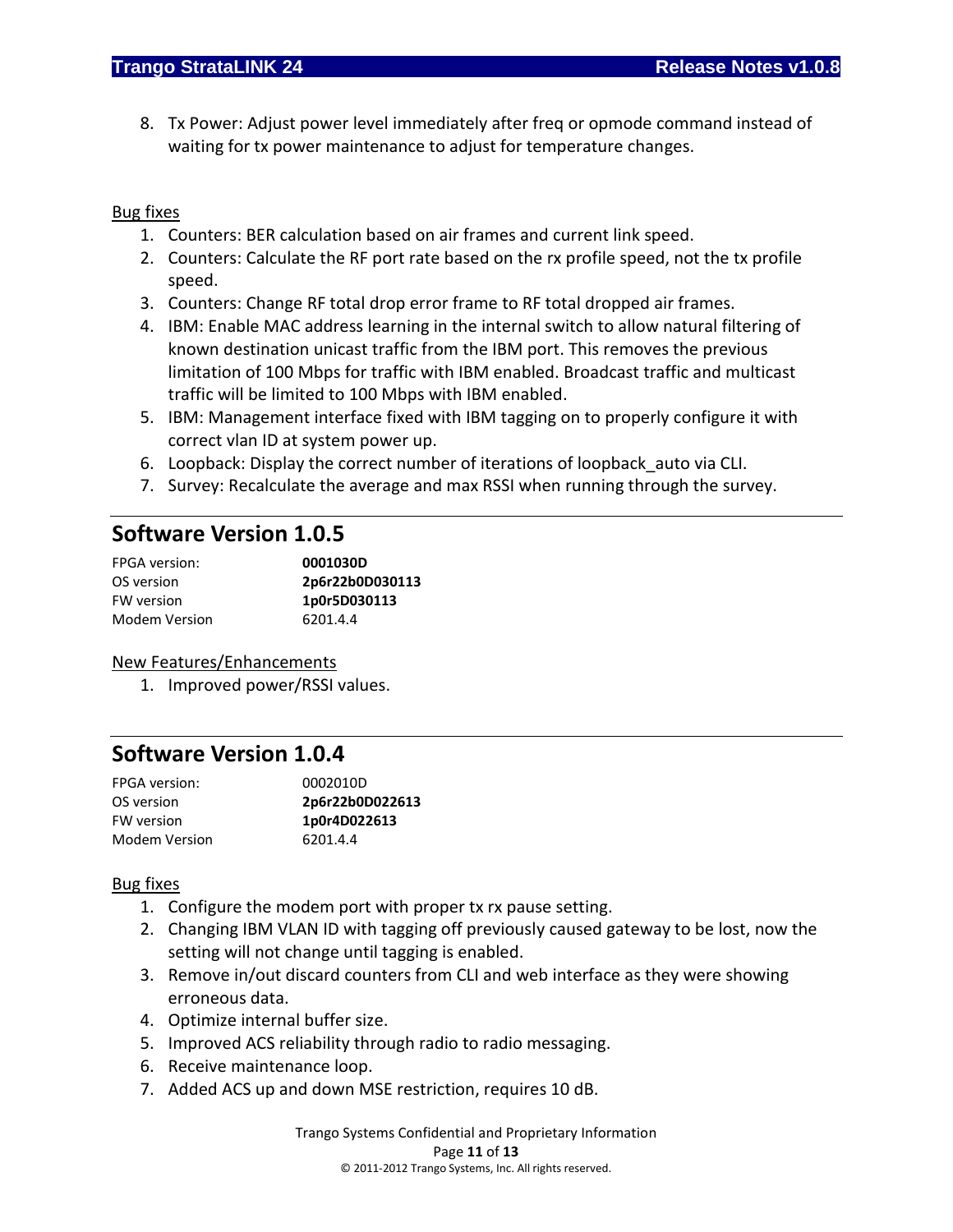8. Tx Power: Adjust power level immediately after freq or opmode command instead of waiting for tx power maintenance to adjust for temperature changes.

Bug fixes

1. Counters: BER calculation based on air frames and current link speed.
2. Counters: Calculate the RF port rate based on the rx profile speed, not the tx profile speed.
3. Counters: Change RF total drop error frame to RF total dropped air frames.
4. IBM: Enable MAC address learning in the internal switch to allow natural filtering of known destination unicast traffic from the IBM port. This removes the previous limitation of 100 Mbps for traffic with IBM enabled. Broadcast traffic and multicast traffic will be limited to 100 Mbps with IBM enabled.
5. IBM: Management interface fixed with IBM tagging on to properly configure it with correct vlan ID at system power up.
6. Loopback: Display the correct number of iterations of loopback_auto via CLI.
7. Survey: Recalculate the average and max RSSI when running through the survey.

## Software Version 1.0.5

| | |
|---|---|
| FPGA version: | **0001030D** |
| OS version | **2p6r22b0D030113** |
| FW version | **1p0r5D030113** |
| Modem Version | 6201.4.4 |

New Features/Enhancements

1. Improved power/RSSI values.

## Software Version 1.0.4

| | |
|---|---|
| FPGA version: | 0002010D |
| OS version | **2p6r22b0D022613** |
| FW version | **1p0r4D022613** |
| Modem Version | 6201.4.4 |

Bug fixes

1. Configure the modem port with proper tx rx pause setting.
2. Changing IBM VLAN ID with tagging off previously caused gateway to be lost, now the setting will not change until tagging is enabled.
3. Remove in/out discard counters from CLI and web interface as they were showing erroneous data.
4. Optimize internal buffer size.
5. Improved ACS reliability through radio to radio messaging.
6. Receive maintenance loop.
7. Added ACS up and down MSE restriction, requires 10 dB.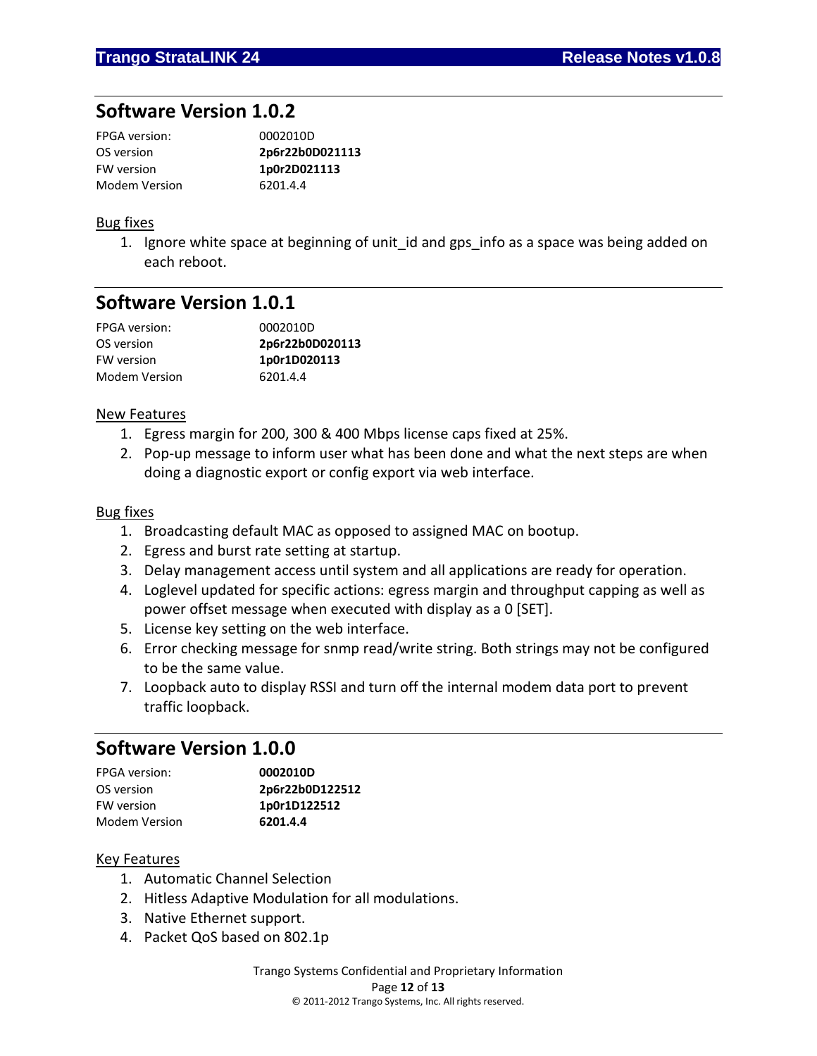## Software Version 1.0.2

| | |
|---|---|
| FPGA version: | 0002010D |
| OS version | **2p6r22b0D021113** |
| FW version | **1p0r2D021113** |
| Modem Version | 6201.4.4 |

Bug fixes

1. Ignore white space at beginning of unit_id and gps_info as a space was being added on each reboot.

## Software Version 1.0.1

| | |
|---|---|
| FPGA version: | 0002010D |
| OS version | **2p6r22b0D020113** |
| FW version | **1p0r1D020113** |
| Modem Version | 6201.4.4 |

New Features

1. Egress margin for 200, 300 & 400 Mbps license caps fixed at 25%.
2. Pop-up message to inform user what has been done and what the next steps are when doing a diagnostic export or config export via web interface.

Bug fixes

1. Broadcasting default MAC as opposed to assigned MAC on bootup.
2. Egress and burst rate setting at startup.
3. Delay management access until system and all applications are ready for operation.
4. Loglevel updated for specific actions: egress margin and throughput capping as well as power offset message when executed with display as a 0 [SET].
5. License key setting on the web interface.
6. Error checking message for snmp read/write string. Both strings may not be configured to be the same value.
7. Loopback auto to display RSSI and turn off the internal modem data port to prevent traffic loopback.

## Software Version 1.0.0

| | |
|---|---|
| FPGA version: | **0002010D** |
| OS version | **2p6r22b0D122512** |
| FW version | **1p0r1D122512** |
| Modem Version | **6201.4.4** |

Key Features

1. Automatic Channel Selection
2. Hitless Adaptive Modulation for all modulations.
3. Native Ethernet support.
4. Packet QoS based on 802.1p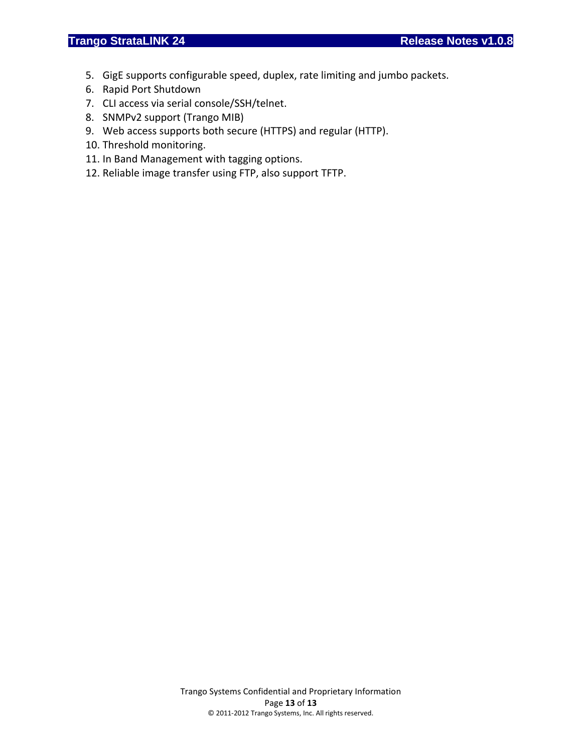5. GigE supports configurable speed, duplex, rate limiting and jumbo packets.
6. Rapid Port Shutdown
7. CLI access via serial console/SSH/telnet.
8. SNMPv2 support (Trango MIB)
9. Web access supports both secure (HTTPS) and regular (HTTP).
10. Threshold monitoring.
11. In Band Management with tagging options.
12. Reliable image transfer using FTP, also support TFTP.